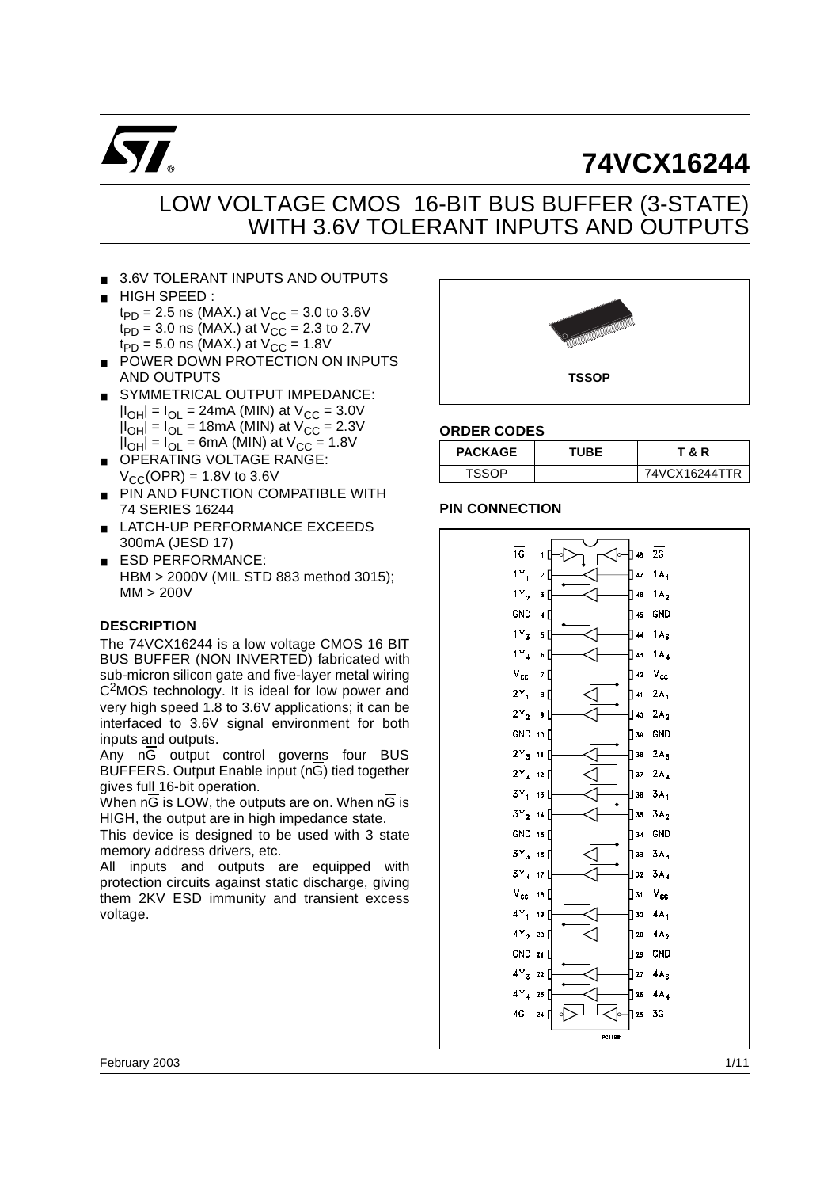# 74VCX16244

## LOW VOLTAGE CMOS 16-BIT BUS BUFFER (3-STATE) WITH 3.6V TOLERANT INPUTS AND OUTPUTS

- 3.6V TOLERANT INPUTS AND OUTPUTS
- HIGH SPEED :
  $t_{PD}$ = 2.5 ns (MAX.) at $V_{CC}$ = 3.0 to 3.6V
  $t_{PD}$ = 3.0 ns (MAX.) at $V_{CC}$ = 2.3 to 2.7V
  $t_{PD}$ = 5.0 ns (MAX.) at $V_{CC}$ = 1.8V
- POWER DOWN PROTECTION ON INPUTS AND OUTPUTS
- SYMMETRICAL OUTPUT IMPEDANCE:
  $|I_{OH}| = I_{OL}$ = 24mA (MIN) at $V_{CC}$ = 3.0V
  $|I_{OH}| = I_{OL}$ = 18mA (MIN) at $V_{CC}$ = 2.3V
  $|I_{OH}| = I_{OL}$ = 6mA (MIN) at $V_{CC}$ = 1.8V
- OPERATING VOLTAGE RANGE:
  $V_{CC}(OPR)$ = 1.8V to 3.6V
- PIN AND FUNCTION COMPATIBLE WITH 74 SERIES 16244
- LATCH-UP PERFORMANCE EXCEEDS 300mA (JESD 17)
- ESD PERFORMANCE:
  HBM > 2000V (MIL STD 883 method 3015); MM > 200V

TSSOP

### ORDER CODES

| PACKAGE | TUBE | T & R |
|---|---|---|
| TSSOP | | 74VCX16244TTR |

### DESCRIPTION

The 74VCX16244 is a low voltage CMOS 16 BIT BUS BUFFER (NON INVERTED) fabricated with sub-micron silicon gate and five-layer metal wiring $C^2$MOS technology. It is ideal for low power and very high speed 1.8 to 3.6V applications; it can be interfaced to 3.6V signal environment for both inputs and outputs.

Any $n\overline{G}$ output control governs four BUS BUFFERS. Output Enable input ($n\overline{G}$) tied together gives full 16-bit operation.

When $n\overline{G}$ is LOW, the outputs are on. When $n\overline{G}$ is HIGH, the output are in high impedance state.

This device is designed to be used with 3 state memory address drivers, etc.

All inputs and outputs are equipped with protection circuits against static discharge, giving them 2KV ESD immunity and transient excess voltage.

### PIN CONNECTION

| Pin | Name | Pin | Name |
|---|---|---|---|
| 1 | $\overline{1G}$ | 48 | $\overline{2G}$ |
| 2 | $1Y_1$ | 47 | $1A_1$ |
| 3 | $1Y_2$ | 46 | $1A_2$ |
| 4 | GND | 45 | GND |
| 5 | $1Y_3$ | 44 | $1A_3$ |
| 6 | $1Y_4$ | 43 | $1A_4$ |
| 7 | $V_{CC}$ | 42 | $V_{CC}$ |
| 8 | $2Y_1$ | 41 | $2A_1$ |
| 9 | $2Y_2$ | 40 | $2A_2$ |
| 10 | GND | 39 | GND |
| 11 | $2Y_3$ | 38 | $2A_3$ |
| 12 | $2Y_4$ | 37 | $2A_4$ |
| 13 | $3Y_1$ | 36 | $3A_1$ |
| 14 | $3Y_2$ | 35 | $3A_2$ |
| 15 | GND | 34 | GND |
| 16 | $3Y_3$ | 33 | $3A_3$ |
| 17 | $3Y_4$ | 32 | $3A_4$ |
| 18 | $V_{CC}$ | 31 | $V_{CC}$ |
| 19 | $4Y_1$ | 30 | $4A_1$ |
| 20 | $4Y_2$ | 29 | $4A_2$ |
| 21 | GND | 28 | GND |
| 22 | $4Y_3$ | 27 | $4A_3$ |
| 23 | $4Y_4$ | 26 | $4A_4$ |
| 24 | $\overline{4G}$ | 25 | $\overline{3G}$ |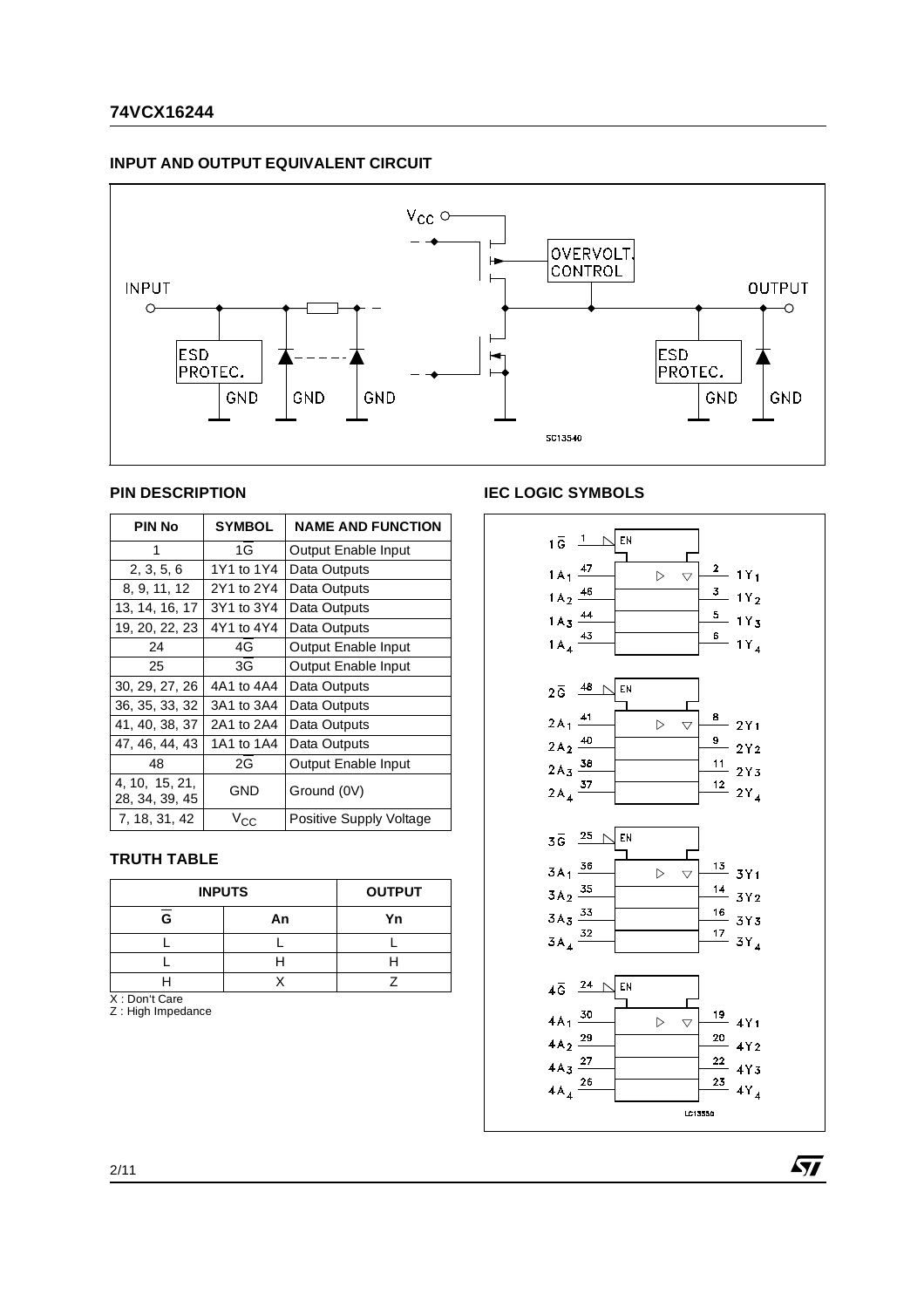## INPUT AND OUTPUT EQUIVALENT CIRCUIT

## PIN DESCRIPTION

| PIN No | SYMBOL | NAME AND FUNCTION |
|---|---|---|
| 1 | $1\overline{G}$ | Output Enable Input |
| 2, 3, 5, 6 | 1Y1 to 1Y4 | Data Outputs |
| 8, 9, 11, 12 | 2Y1 to 2Y4 | Data Outputs |
| 13, 14, 16, 17 | 3Y1 to 3Y4 | Data Outputs |
| 19, 20, 22, 23 | 4Y1 to 4Y4 | Data Outputs |
| 24 | $4\overline{G}$ | Output Enable Input |
| 25 | $3\overline{G}$ | Output Enable Input |
| 30, 29, 27, 26 | 4A1 to 4A4 | Data Outputs |
| 36, 35, 33, 32 | 3A1 to 3A4 | Data Outputs |
| 41, 40, 38, 37 | 2A1 to 2A4 | Data Outputs |
| 47, 46, 44, 43 | 1A1 to 1A4 | Data Outputs |
| 48 | $2\overline{G}$ | Output Enable Input |
| 4, 10, 15, 21, 28, 34, 39, 45 | GND | Ground (0V) |
| 7, 18, 31, 42 | $V_{CC}$ | Positive Supply Voltage |

## TRUTH TABLE

| INPUTS | | OUTPUT |
|---|---|---|
| $\overline{G}$ | An | Yn |
| L | L | L |
| L | H | H |
| H | X | Z |

X : Don't Care
Z : High Impedance

## IEC LOGIC SYMBOLS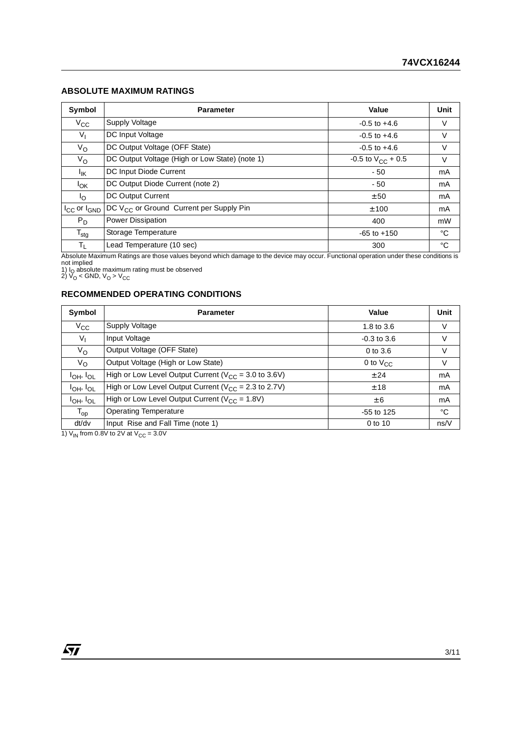## ABSOLUTE MAXIMUM RATINGS

| Symbol | Parameter | Value | Unit |
|---|---|---|---|
| $V_{CC}$ | Supply Voltage | -0.5 to +4.6 | V |
| $V_I$ | DC Input Voltage | -0.5 to +4.6 | V |
| $V_O$ | DC Output Voltage (OFF State) | -0.5 to +4.6 | V |
| $V_O$ | DC Output Voltage (High or Low State) (note 1) | -0.5 to $V_{CC}$ + 0.5 | V |
| $I_{IK}$ | DC Input Diode Current | - 50 | mA |
| $I_{OK}$ | DC Output Diode Current (note 2) | - 50 | mA |
| $I_O$ | DC Output Current | ± 50 | mA |
| $I_{CC}$ or $I_{GND}$ | DC $V_{CC}$ or Ground Current per Supply Pin | ± 100 | mA |
| $P_D$ | Power Dissipation | 400 | mW |
| $T_{stg}$ | Storage Temperature | -65 to +150 | °C |
| $T_L$ | Lead Temperature (10 sec) | 300 | °C |

Absolute Maximum Ratings are those values beyond which damage to the device may occur. Functional operation under these conditions is not implied

1) $I_O$ absolute maximum rating must be observed
2) $V_O$ < GND, $V_O$ > $V_{CC}$

## RECOMMENDED OPERATING CONDITIONS

| Symbol | Parameter | Value | Unit |
|---|---|---|---|
| $V_{CC}$ | Supply Voltage | 1.8 to 3.6 | V |
| $V_I$ | Input Voltage | -0.3 to 3.6 | V |
| $V_O$ | Output Voltage (OFF State) | 0 to 3.6 | V |
| $V_O$ | Output Voltage (High or Low State) | 0 to $V_{CC}$ | V |
| $I_{OH}$, $I_{OL}$ | High or Low Level Output Current ($V_{CC}$ = 3.0 to 3.6V) | ± 24 | mA |
| $I_{OH}$, $I_{OL}$ | High or Low Level Output Current ($V_{CC}$ = 2.3 to 2.7V) | ± 18 | mA |
| $I_{OH}$, $I_{OL}$ | High or Low Level Output Current ($V_{CC}$ = 1.8V) | ± 6 | mA |
| $T_{op}$ | Operating Temperature | -55 to 125 | °C |
| dt/dv | Input Rise and Fall Time (note 1) | 0 to 10 | ns/V |

1) $V_{IN}$ from 0.8V to 2V at $V_{CC}$ = 3.0V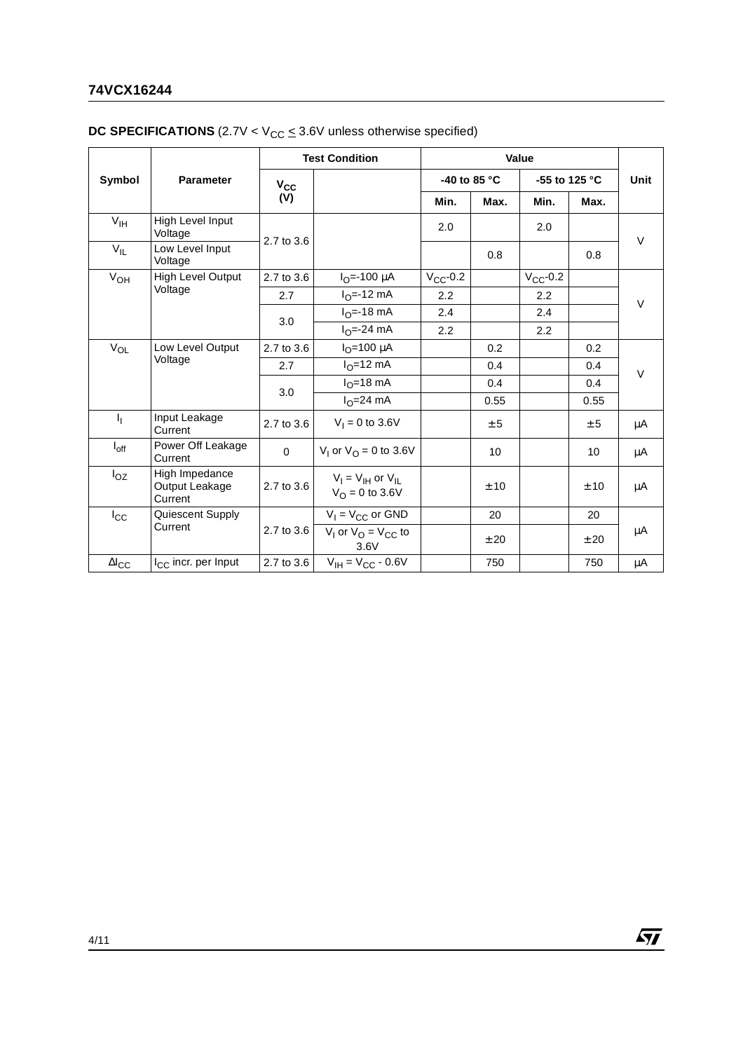## DC SPECIFICATIONS (2.7V < $V_{CC}$ ≤ 3.6V unless otherwise specified)

| Symbol | Parameter | Test Condition | | Value | | | | Unit |
|---|---|---|---|---|---|---|---|---|
| | | $V_{CC}$ (V) | | -40 to 85 °C | | -55 to 125 °C | | |
| | | | | Min. | Max. | Min. | Max. | |
| $V_{IH}$ | High Level Input Voltage | 2.7 to 3.6 | | 2.0 | | 2.0 | | V |
| $V_{IL}$ | Low Level Input Voltage | 2.7 to 3.6 | | | 0.8 | | 0.8 | V |
| $V_{OH}$ | High Level Output Voltage | 2.7 to 3.6 | $I_O$=-100 µA | $V_{CC}$-0.2 | | $V_{CC}$-0.2 | | V |
| | | 2.7 | $I_O$=-12 mA | 2.2 | | 2.2 | | |
| | | 3.0 | $I_O$=-18 mA | 2.4 | | 2.4 | | |
| | | 3.0 | $I_O$=-24 mA | 2.2 | | 2.2 | | |
| $V_{OL}$ | Low Level Output Voltage | 2.7 to 3.6 | $I_O$=100 µA | | 0.2 | | 0.2 | V |
| | | 2.7 | $I_O$=12 mA | | 0.4 | | 0.4 | |
| | | 3.0 | $I_O$=18 mA | | 0.4 | | 0.4 | |
| | | 3.0 | $I_O$=24 mA | | 0.55 | | 0.55 | |
| $I_I$ | Input Leakage Current | 2.7 to 3.6 | $V_I$ = 0 to 3.6V | | ±5 | | ±5 | µA |
| $I_{off}$ | Power Off Leakage Current | 0 | $V_I$ or $V_O$ = 0 to 3.6V | | 10 | | 10 | µA |
| $I_{OZ}$ | High Impedance Output Leakage Current | 2.7 to 3.6 | $V_I$ = $V_{IH}$ or $V_{IL}$ $V_O$ = 0 to 3.6V | | ±10 | | ±10 | µA |
| $I_{CC}$ | Quiescent Supply Current | 2.7 to 3.6 | $V_I$ = $V_{CC}$ or GND | | 20 | | 20 | µA |
| | | 2.7 to 3.6 | $V_I$ or $V_O$ = $V_{CC}$ to 3.6V | | ±20 | | ±20 | |
| $\Delta I_{CC}$ | $I_{CC}$ incr. per Input | 2.7 to 3.6 | $V_{IH}$ = $V_{CC}$ - 0.6V | | 750 | | 750 | µA |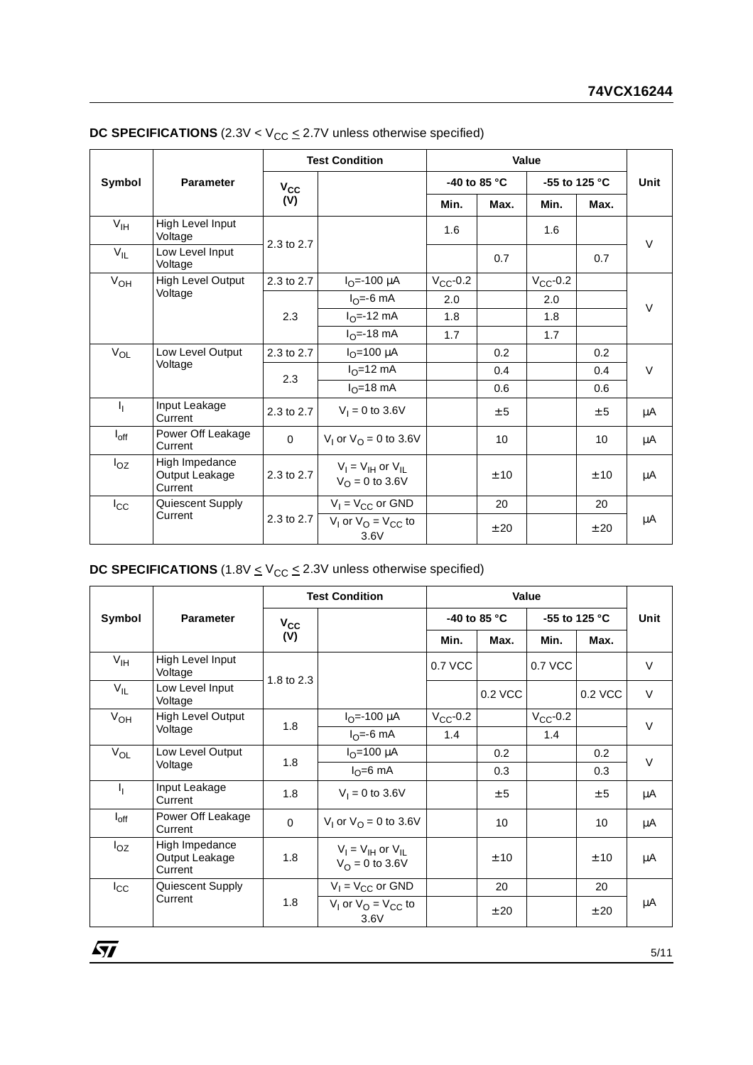**DC SPECIFICATIONS** ($2.3V < V_{CC} \leq 2.7V$ unless otherwise specified)

| Symbol | Parameter | Test Condition | | Value | | | | Unit |
|---|---|---|---|---|---|---|---|---|
| | | $V_{CC}$ (V) | | -40 to 85 °C | | -55 to 125 °C | | |
| | | | | Min. | Max. | Min. | Max. | |
| $V_{IH}$ | High Level Input Voltage | 2.3 to 2.7 | | 1.6 | | 1.6 | | V |
| $V_{IL}$ | Low Level Input Voltage | | | | 0.7 | | 0.7 | |
| $V_{OH}$ | High Level Output Voltage | 2.3 to 2.7 | $I_O$=-100 µA | $V_{CC}$-0.2 | | $V_{CC}$-0.2 | | V |
| | | 2.3 | $I_O$=-6 mA | 2.0 | | 2.0 | | |
| | | | $I_O$=-12 mA | 1.8 | | 1.8 | | |
| | | | $I_O$=-18 mA | 1.7 | | 1.7 | | |
| $V_{OL}$ | Low Level Output Voltage | 2.3 to 2.7 | $I_O$=100 µA | | 0.2 | | 0.2 | V |
| | | 2.3 | $I_O$=12 mA | | 0.4 | | 0.4 | |
| | | | $I_O$=18 mA | | 0.6 | | 0.6 | |
| $I_I$ | Input Leakage Current | 2.3 to 2.7 | $V_I$ = 0 to 3.6V | | ±5 | | ±5 | µA |
| $I_{off}$ | Power Off Leakage Current | 0 | $V_I$ or $V_O$ = 0 to 3.6V | | 10 | | 10 | µA |
| $I_{OZ}$ | High Impedance Output Leakage Current | 2.3 to 2.7 | $V_I = V_{IH}$ or $V_{IL}$ $V_O$ = 0 to 3.6V | | ±10 | | ±10 | µA |
| $I_{CC}$ | Quiescent Supply Current | 2.3 to 2.7 | $V_I = V_{CC}$ or GND | | 20 | | 20 | µA |
| | | | $V_I$ or $V_O = V_{CC}$ to 3.6V | | ±20 | | ±20 | |

**DC SPECIFICATIONS** ($1.8V \leq V_{CC} \leq 2.3V$ unless otherwise specified)

| Symbol | Parameter | Test Condition | | Value | | | | Unit |
|---|---|---|---|---|---|---|---|---|
| | | $V_{CC}$ (V) | | -40 to 85 °C | | -55 to 125 °C | | |
| | | | | Min. | Max. | Min. | Max. | |
| $V_{IH}$ | High Level Input Voltage | 1.8 to 2.3 | | 0.7 VCC | | 0.7 VCC | | V |
| $V_{IL}$ | Low Level Input Voltage | | | | 0.2 VCC | | 0.2 VCC | V |
| $V_{OH}$ | High Level Output Voltage | 1.8 | $I_O$=-100 µA | $V_{CC}$-0.2 | | $V_{CC}$-0.2 | | V |
| | | | $I_O$=-6 mA | 1.4 | | 1.4 | | |
| $V_{OL}$ | Low Level Output Voltage | 1.8 | $I_O$=100 µA | | 0.2 | | 0.2 | V |
| | | | $I_O$=6 mA | | 0.3 | | 0.3 | |
| $I_I$ | Input Leakage Current | 1.8 | $V_I$ = 0 to 3.6V | | ±5 | | ±5 | µA |
| $I_{off}$ | Power Off Leakage Current | 0 | $V_I$ or $V_O$ = 0 to 3.6V | | 10 | | 10 | µA |
| $I_{OZ}$ | High Impedance Output Leakage Current | 1.8 | $V_I = V_{IH}$ or $V_{IL}$ $V_O$ = 0 to 3.6V | | ±10 | | ±10 | µA |
| $I_{CC}$ | Quiescent Supply Current | 1.8 | $V_I = V_{CC}$ or GND | | 20 | | 20 | µA |
| | | | $V_I$ or $V_O = V_{CC}$ to 3.6V | | ±20 | | ±20 | |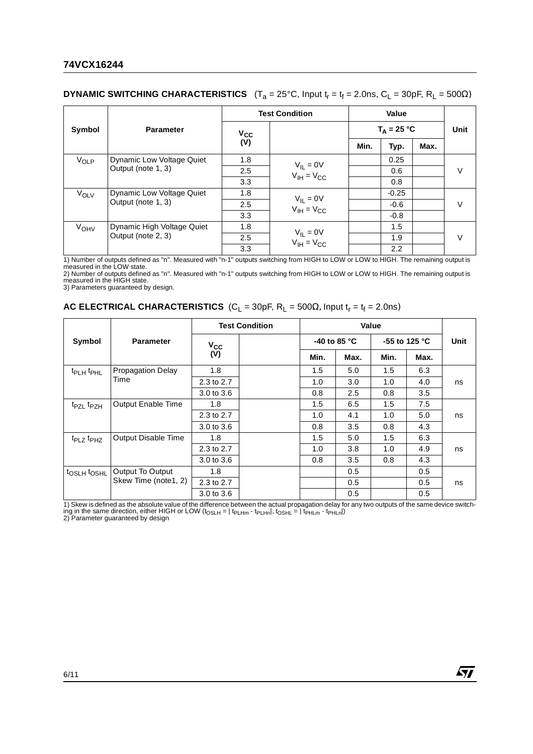## DYNAMIC SWITCHING CHARACTERISTICS ($T_a$ = 25°C, Input $t_r$ = $t_f$ = 2.0ns, $C_L$ = 30pF, $R_L$ = 500Ω)

| Symbol | Parameter | Test Condition | | Value | | | Unit |
|---|---|---|---|---|---|---|---|
| | | $V_{CC}$ (V) | | $T_A$ = 25 °C | | | |
| | | | | Min. | Typ. | Max. | |
| $V_{OLP}$ | Dynamic Low Voltage Quiet Output (note 1, 3) | 1.8 | $V_{IL}$ = 0V $V_{IH}$ = $V_{CC}$ | | 0.25 | | V |
| | | 2.5 | | | 0.6 | | |
| | | 3.3 | | | 0.8 | | |
| $V_{OLV}$ | Dynamic Low Voltage Quiet Output (note 1, 3) | 1.8 | $V_{IL}$ = 0V $V_{IH}$ = $V_{CC}$ | | -0.25 | | V |
| | | 2.5 | | | -0.6 | | |
| | | 3.3 | | | -0.8 | | |
| $V_{OHV}$ | Dynamic High Voltage Quiet Output (note 2, 3) | 1.8 | $V_{IL}$ = 0V $V_{IH}$ = $V_{CC}$ | | 1.5 | | V |
| | | 2.5 | | | 1.9 | | |
| | | 3.3 | | | 2.2 | | |

1) Number of outputs defined as "n". Measured with "n-1" outputs switching from HIGH to LOW or LOW to HIGH. The remaining output is measured in the LOW state.
2) Number of outputs defined as "n". Measured with "n-1" outputs switching from HIGH to LOW or LOW to HIGH. The remaining output is measured in the HIGH state.
3) Parameters guaranteed by design.

## AC ELECTRICAL CHARACTERISTICS ($C_L$ = 30pF, $R_L$ = 500Ω, Input $t_r$ = $t_f$ = 2.0ns)

| Symbol | Parameter | Test Condition | | Value | | | | Unit |
|---|---|---|---|---|---|---|---|---|
| | | $V_{CC}$ (V) | | -40 to 85 °C | | -55 to 125 °C | | |
| | | | | Min. | Max. | Min. | Max. | |
| $t_{PLH}$ $t_{PHL}$ | Propagation Delay Time | 1.8 | | 1.5 | 5.0 | 1.5 | 6.3 | ns |
| | | 2.3 to 2.7 | | 1.0 | 3.0 | 1.0 | 4.0 | |
| | | 3.0 to 3.6 | | 0.8 | 2.5 | 0.8 | 3.5 | |
| $t_{PZL}$ $t_{PZH}$ | Output Enable Time | 1.8 | | 1.5 | 6.5 | 1.5 | 7.5 | ns |
| | | 2.3 to 2.7 | | 1.0 | 4.1 | 1.0 | 5.0 | |
| | | 3.0 to 3.6 | | 0.8 | 3.5 | 0.8 | 4.3 | |
| $t_{PLZ}$ $t_{PHZ}$ | Output Disable Time | 1.8 | | 1.5 | 5.0 | 1.5 | 6.3 | ns |
| | | 2.3 to 2.7 | | 1.0 | 3.8 | 1.0 | 4.9 | |
| | | 3.0 to 3.6 | | 0.8 | 3.5 | 0.8 | 4.3 | |
| $t_{OSLH}$ $t_{OSHL}$ | Output To Output Skew Time (note1, 2) | 1.8 | | | 0.5 | | 0.5 | ns |
| | | 2.3 to 2.7 | | | 0.5 | | 0.5 | |
| | | 3.0 to 3.6 | | | 0.5 | | 0.5 | |

1) Skew is defined as the absolute value of the difference between the actual propagation delay for any two outputs of the same device switching in the same direction, either HIGH or LOW ($t_{OSLH} = | t_{PLHm} - t_{PLHn}|$, $t_{OSHL} = | t_{PHLm} - t_{PHLn}|$)
2) Parameter guaranteed by design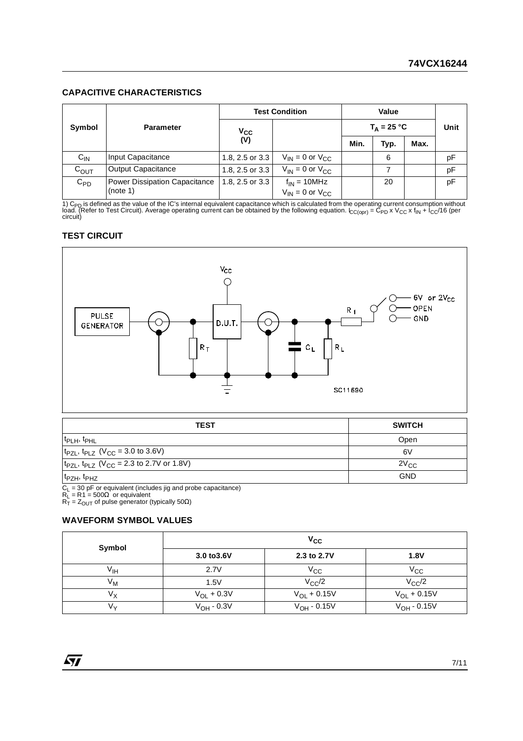## CAPACITIVE CHARACTERISTICS

| Symbol | Parameter | Test Condition | | Value | | | Unit |
|---|---|---|---|---|---|---|---|
| | | $V_{CC}$ (V) | | $T_A = 25\ °C$ | | | |
| | | | | Min. | Typ. | Max. | |
| $C_{IN}$ | Input Capacitance | 1.8, 2.5 or 3.3 | $V_{IN} = 0$ or $V_{CC}$ | | 6 | | pF |
| $C_{OUT}$ | Output Capacitance | 1.8, 2.5 or 3.3 | $V_{IN} = 0$ or $V_{CC}$ | | 7 | | pF |
| $C_{PD}$ | Power Dissipation Capacitance (note 1) | 1.8, 2.5 or 3.3 | $f_{IN} = 10MHz$ $V_{IN} = 0$ or $V_{CC}$ | | 20 | | pF |

1) $C_{PD}$ is defined as the value of the IC's internal equivalent capacitance which is calculated from the operating current consumption without load. (Refer to Test Circuit). Average operating current can be obtained by the following equation. $I_{CC(opr)} = C_{PD} \times V_{CC} \times f_{IN} + I_{CC}/16$ (per circuit)

## TEST CIRCUIT

| TEST | SWITCH |
|---|---|
| $t_{PLH}$, $t_{PHL}$ | Open |
| $t_{PZL}$, $t_{PLZ}$ ($V_{CC}$ = 3.0 to 3.6V) | 6V |
| $t_{PZL}$, $t_{PLZ}$ ($V_{CC}$ = 2.3 to 2.7V or 1.8V) | $2V_{CC}$ |
| $t_{PZH}$, $t_{PHZ}$ | GND |

$C_L$ = 30 pF or equivalent (includes jig and probe capacitance)
$R_L$ = R1 = 500Ω or equivalent
$R_T$ = $Z_{OUT}$ of pulse generator (typically 50Ω)

## WAVEFORM SYMBOL VALUES

| Symbol | $V_{CC}$ | | |
|---|---|---|---|
| | 3.0 to3.6V | 2.3 to 2.7V | 1.8V |
| $V_{IH}$ | 2.7V | $V_{CC}$ | $V_{CC}$ |
| $V_M$ | 1.5V | $V_{CC}/2$ | $V_{CC}/2$ |
| $V_X$ | $V_{OL}$ + 0.3V | $V_{OL}$ + 0.15V | $V_{OL}$ + 0.15V |
| $V_Y$ | $V_{OH}$ - 0.3V | $V_{OH}$ - 0.15V | $V_{OH}$ - 0.15V |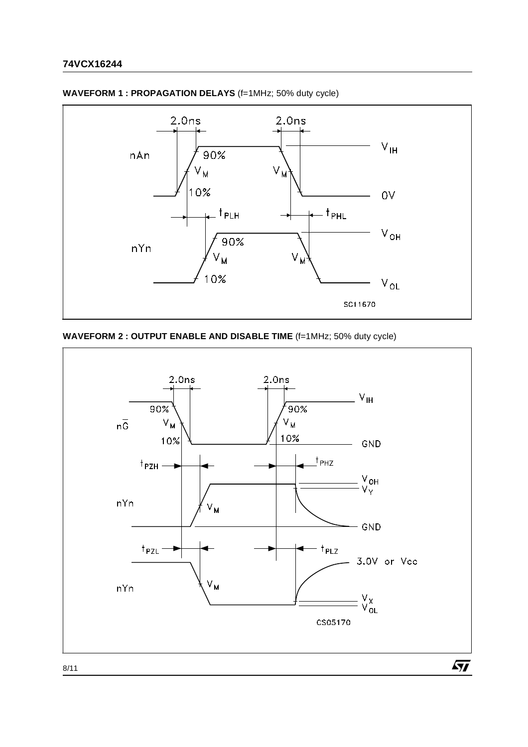**WAVEFORM 1 : PROPAGATION DELAYS** (f=1MHz; 50% duty cycle)

**WAVEFORM 2 : OUTPUT ENABLE AND DISABLE TIME** (f=1MHz; 50% duty cycle)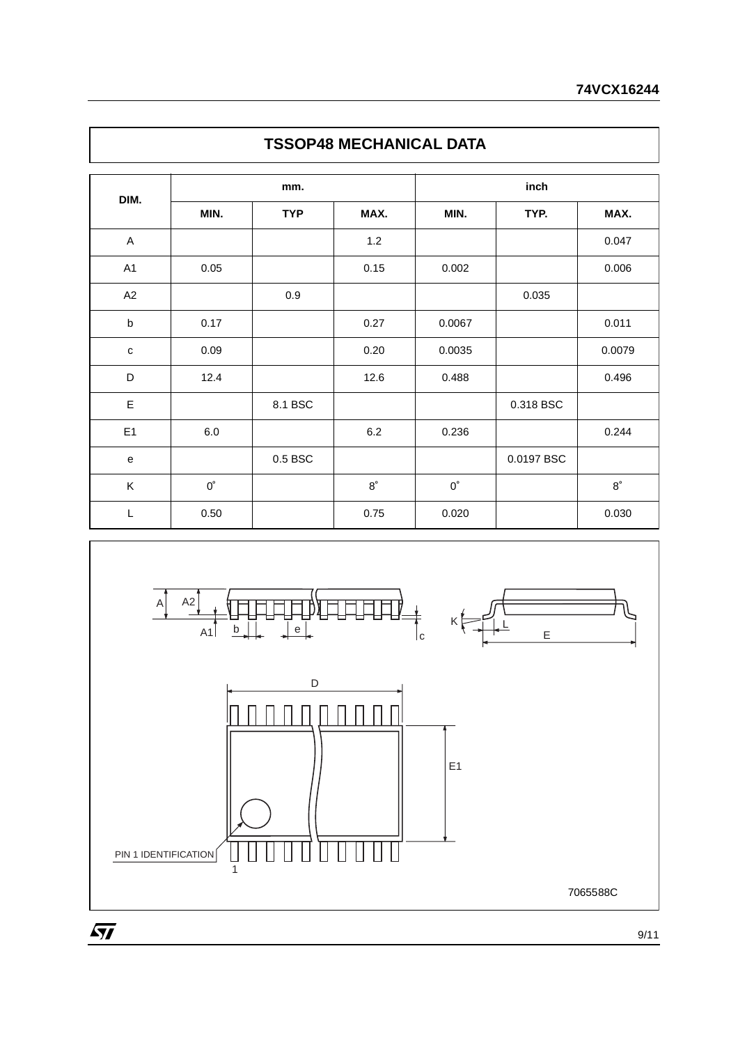## TSSOP48 MECHANICAL DATA

| DIM. | mm. | | | inch | | |
|---|---|---|---|---|---|---|
| | MIN. | TYP | MAX. | MIN. | TYP. | MAX. |
| A | | | 1.2 | | | 0.047 |
| A1 | 0.05 | | 0.15 | 0.002 | | 0.006 |
| A2 | | 0.9 | | | 0.035 | |
| b | 0.17 | | 0.27 | 0.0067 | | 0.011 |
| c | 0.09 | | 0.20 | 0.0035 | | 0.0079 |
| D | 12.4 | | 12.6 | 0.488 | | 0.496 |
| E | | 8.1 BSC | | | 0.318 BSC | |
| E1 | 6.0 | | 6.2 | 0.236 | | 0.244 |
| e | | 0.5 BSC | | | 0.0197 BSC | |
| K | 0˚ | | 8˚ | 0˚ | | 8˚ |
| L | 0.50 | | 0.75 | 0.020 | | 0.030 |

7065588C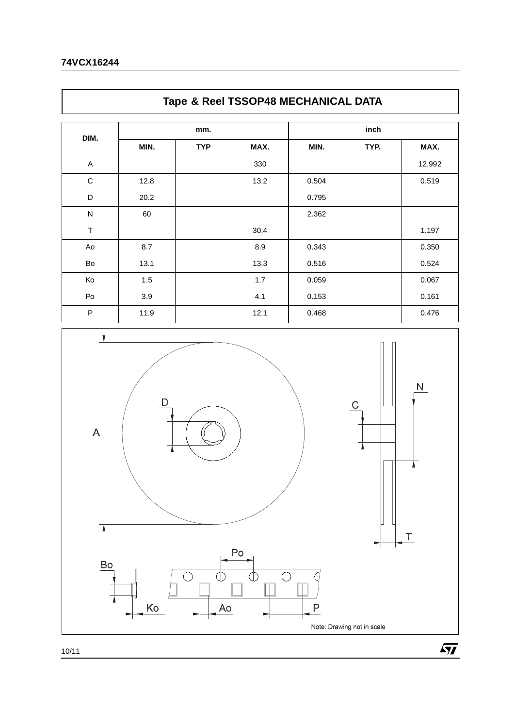## Tape & Reel TSSOP48 MECHANICAL DATA

| DIM. | mm. | | | inch | | |
|---|---|---|---|---|---|---|
| | MIN. | TYP | MAX. | MIN. | TYP. | MAX. |
| A | | | 330 | | | 12.992 |
| C | 12.8 | | 13.2 | 0.504 | | 0.519 |
| D | 20.2 | | | 0.795 | | |
| N | 60 | | | 2.362 | | |
| T | | | 30.4 | | | 1.197 |
| Ao | 8.7 | | 8.9 | 0.343 | | 0.350 |
| Bo | 13.1 | | 13.3 | 0.516 | | 0.524 |
| Ko | 1.5 | | 1.7 | 0.059 | | 0.067 |
| Po | 3.9 | | 4.1 | 0.153 | | 0.161 |
| P | 11.9 | | 12.1 | 0.468 | | 0.476 |

Note: Drawing not in scale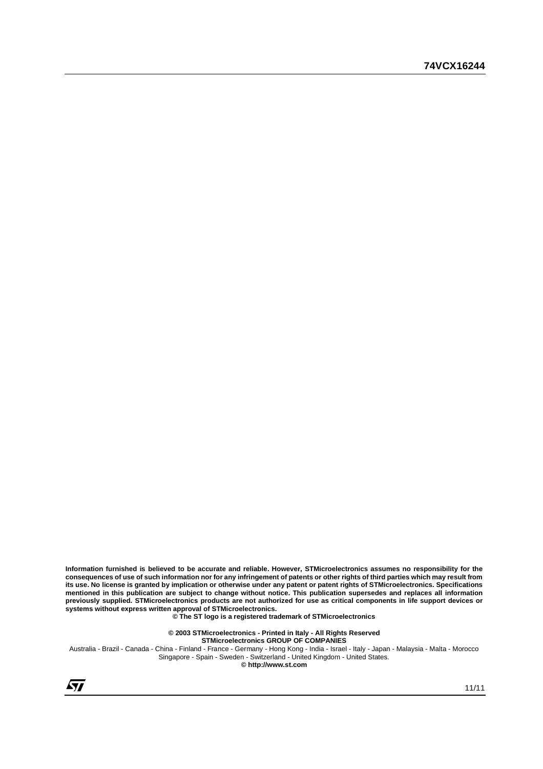**Information furnished is believed to be accurate and reliable. However, STMicroelectronics assumes no responsibility for the consequences of use of such information nor for any infringement of patents or other rights of third parties which may result from its use. No license is granted by implication or otherwise under any patent or patent rights of STMicroelectronics. Specifications mentioned in this publication are subject to change without notice. This publication supersedes and replaces all information previously supplied. STMicroelectronics products are not authorized for use as critical components in life support devices or systems without express written approval of STMicroelectronics.**

**© The ST logo is a registered trademark of STMicroelectronics**

**© 2003 STMicroelectronics - Printed in Italy - All Rights Reserved**
**STMicroelectronics GROUP OF COMPANIES**

Australia - Brazil - Canada - China - Finland - France - Germany - Hong Kong - India - Israel - Italy - Japan - Malaysia - Malta - Morocco Singapore - Spain - Sweden - Switzerland - United Kingdom - United States.

**© http://www.st.com**